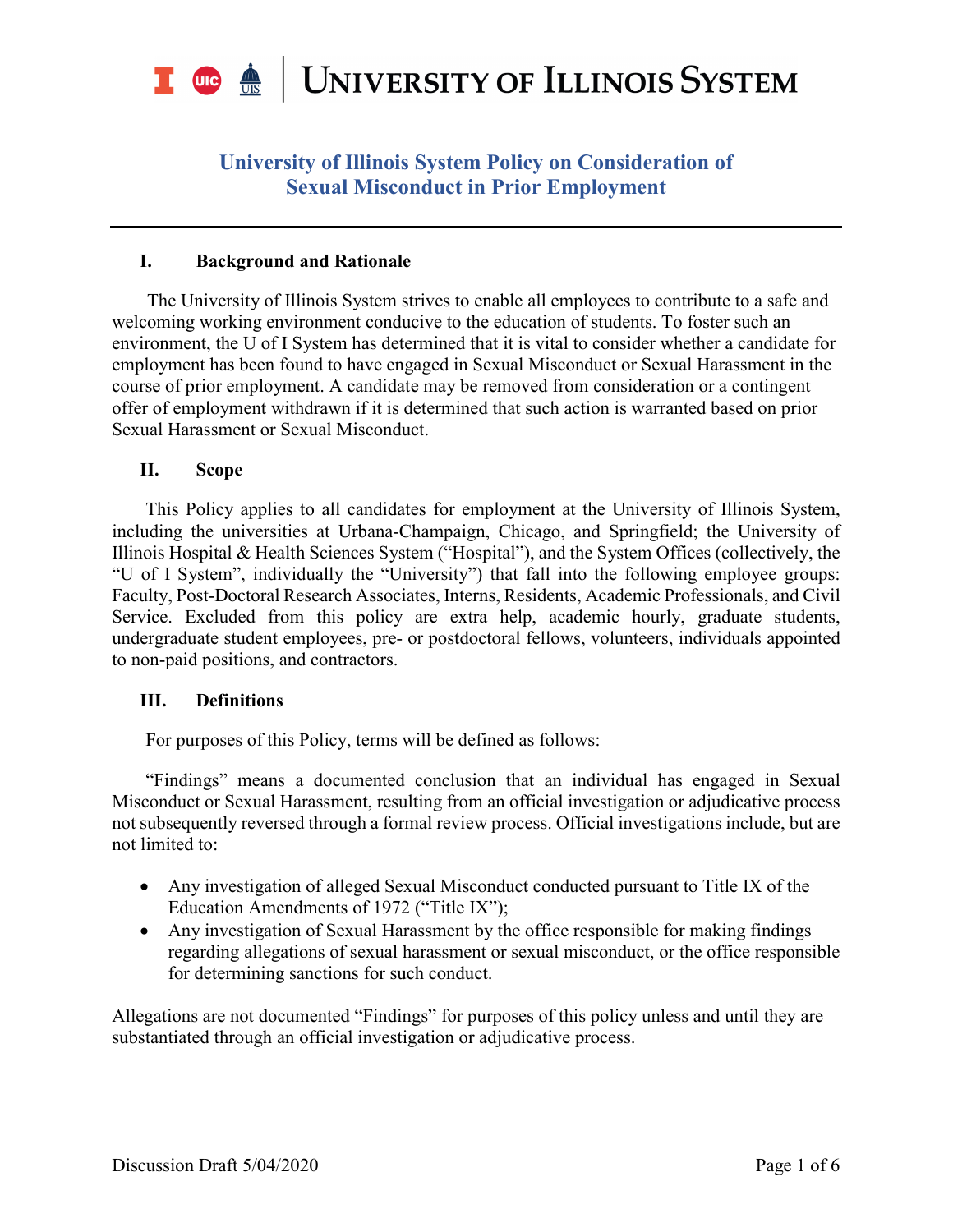# University of Illinois System Policy on Consideration of Sexual Misconduct in Prior Employment

## I. Background and Rationale

The University of Illinois System strives to enable all employees to contribute to a safe and welcoming working environment conducive to the education of students. To foster such an environment, the U of I System has determined that it is vital to consider whether a candidate for employment has been found to have engaged in Sexual Misconduct or Sexual Harassment in the course of prior employment. A candidate may be removed from consideration or a contingent offer of employment withdrawn if it is determined that such action is warranted based on prior Sexual Harassment or Sexual Misconduct.

## II. Scope

This Policy applies to all candidates for employment at the University of Illinois System, including the universities at Urbana-Champaign, Chicago, and Springfield; the University of Illinois Hospital & Health Sciences System ("Hospital"), and the System Offices (collectively, the "U of I System", individually the "University") that fall into the following employee groups: Faculty, Post-Doctoral Research Associates, Interns, Residents, Academic Professionals, and Civil Service. Excluded from this policy are extra help, academic hourly, graduate students, undergraduate student employees, pre- or postdoctoral fellows, volunteers, individuals appointed to non-paid positions, and contractors.

## III. Definitions

For purposes of this Policy, terms will be defined as follows:

"Findings" means a documented conclusion that an individual has engaged in Sexual Misconduct or Sexual Harassment, resulting from an official investigation or adjudicative process not subsequently reversed through a formal review process. Official investigations include, but are not limited to:

- Any investigation of alleged Sexual Misconduct conducted pursuant to Title IX of the Education Amendments of 1972 ("Title IX");
- Any investigation of Sexual Harassment by the office responsible for making findings regarding allegations of sexual harassment or sexual misconduct, or the office responsible for determining sanctions for such conduct.

Allegations are not documented "Findings" for purposes of this policy unless and until they are substantiated through an official investigation or adjudicative process.

Discussion Draft 5/04/2020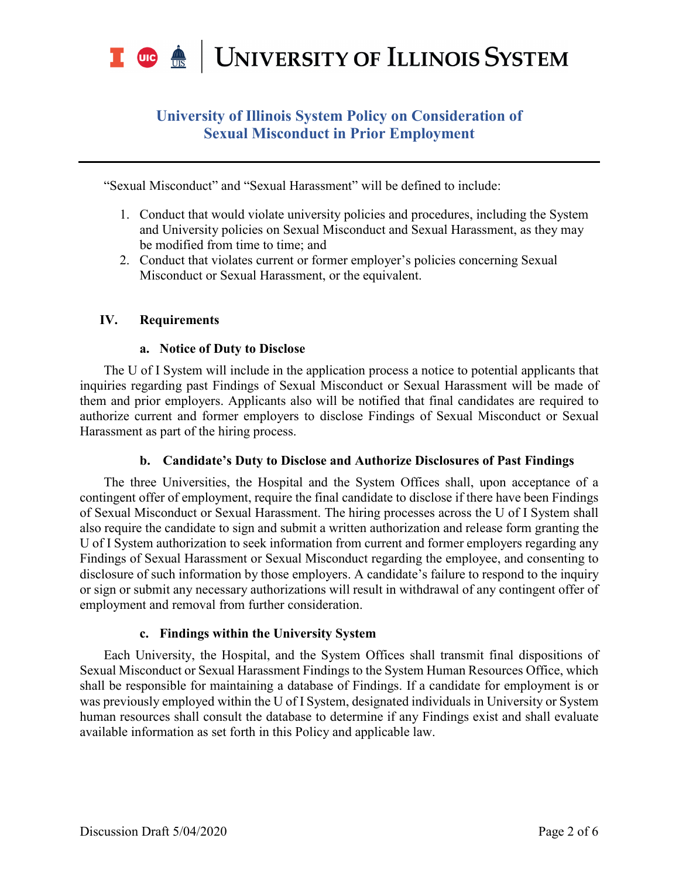"Sexual Misconduct" and "Sexual Harassment" will be defined to include:

1. Conduct that would violate university policies and procedures, including the System and University policies on Sexual Misconduct and Sexual Harassment, as they may be modified from time to time; and
2. Conduct that violates current or former employer's policies concerning Sexual Misconduct or Sexual Harassment, or the equivalent.

## IV. Requirements

### a. Notice of Duty to Disclose

The U of I System will include in the application process a notice to potential applicants that inquiries regarding past Findings of Sexual Misconduct or Sexual Harassment will be made of them and prior employers. Applicants also will be notified that final candidates are required to authorize current and former employers to disclose Findings of Sexual Misconduct or Sexual Harassment as part of the hiring process.

### b. Candidate's Duty to Disclose and Authorize Disclosures of Past Findings

The three Universities, the Hospital and the System Offices shall, upon acceptance of a contingent offer of employment, require the final candidate to disclose if there have been Findings of Sexual Misconduct or Sexual Harassment. The hiring processes across the U of I System shall also require the candidate to sign and submit a written authorization and release form granting the U of I System authorization to seek information from current and former employers regarding any Findings of Sexual Harassment or Sexual Misconduct regarding the employee, and consenting to disclosure of such information by those employers. A candidate's failure to respond to the inquiry or sign or submit any necessary authorizations will result in withdrawal of any contingent offer of employment and removal from further consideration.

### c. Findings within the University System

Each University, the Hospital, and the System Offices shall transmit final dispositions of Sexual Misconduct or Sexual Harassment Findings to the System Human Resources Office, which shall be responsible for maintaining a database of Findings. If a candidate for employment is or was previously employed within the U of I System, designated individuals in University or System human resources shall consult the database to determine if any Findings exist and shall evaluate available information as set forth in this Policy and applicable law.

Discussion Draft 5/04/2020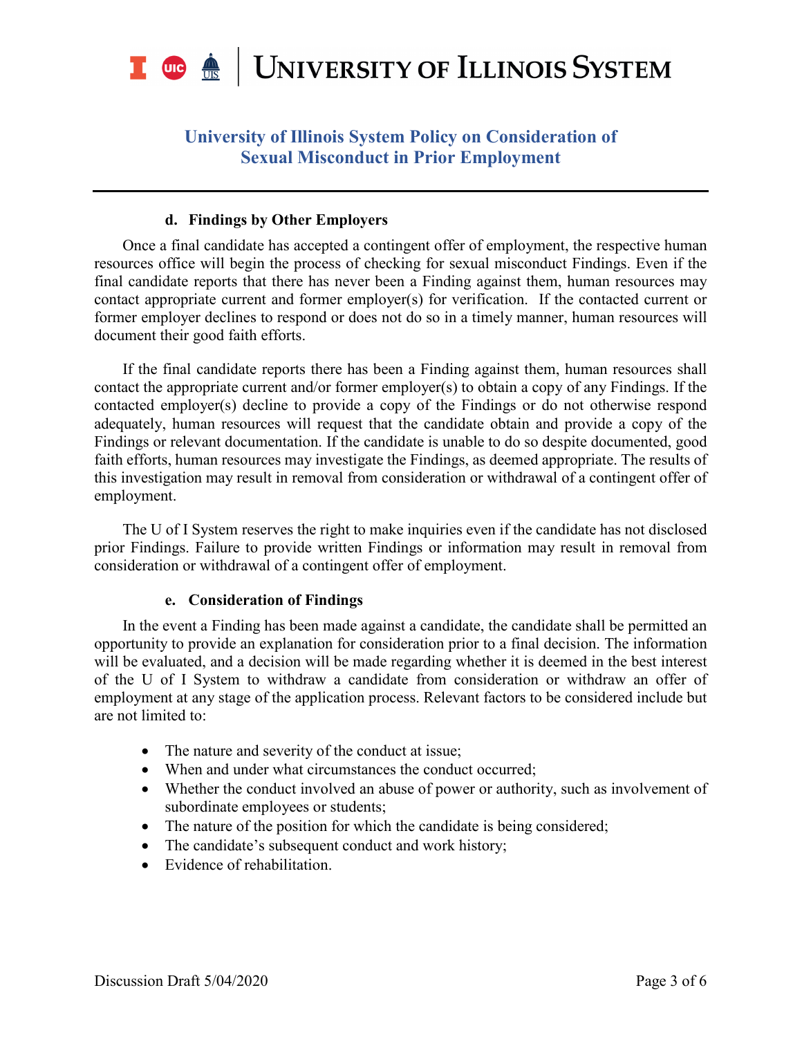#### d. Findings by Other Employers

Once a final candidate has accepted a contingent offer of employment, the respective human resources office will begin the process of checking for sexual misconduct Findings. Even if the final candidate reports that there has never been a Finding against them, human resources may contact appropriate current and former employer(s) for verification. If the contacted current or former employer declines to respond or does not do so in a timely manner, human resources will document their good faith efforts.

If the final candidate reports there has been a Finding against them, human resources shall contact the appropriate current and/or former employer(s) to obtain a copy of any Findings. If the contacted employer(s) decline to provide a copy of the Findings or do not otherwise respond adequately, human resources will request that the candidate obtain and provide a copy of the Findings or relevant documentation. If the candidate is unable to do so despite documented, good faith efforts, human resources may investigate the Findings, as deemed appropriate. The results of this investigation may result in removal from consideration or withdrawal of a contingent offer of employment.

The U of I System reserves the right to make inquiries even if the candidate has not disclosed prior Findings. Failure to provide written Findings or information may result in removal from consideration or withdrawal of a contingent offer of employment.

#### e. Consideration of Findings

In the event a Finding has been made against a candidate, the candidate shall be permitted an opportunity to provide an explanation for consideration prior to a final decision. The information will be evaluated, and a decision will be made regarding whether it is deemed in the best interest of the U of I System to withdraw a candidate from consideration or withdraw an offer of employment at any stage of the application process. Relevant factors to be considered include but are not limited to:

- The nature and severity of the conduct at issue;
- When and under what circumstances the conduct occurred;
- Whether the conduct involved an abuse of power or authority, such as involvement of subordinate employees or students;
- The nature of the position for which the candidate is being considered;
- The candidate's subsequent conduct and work history;
- Evidence of rehabilitation.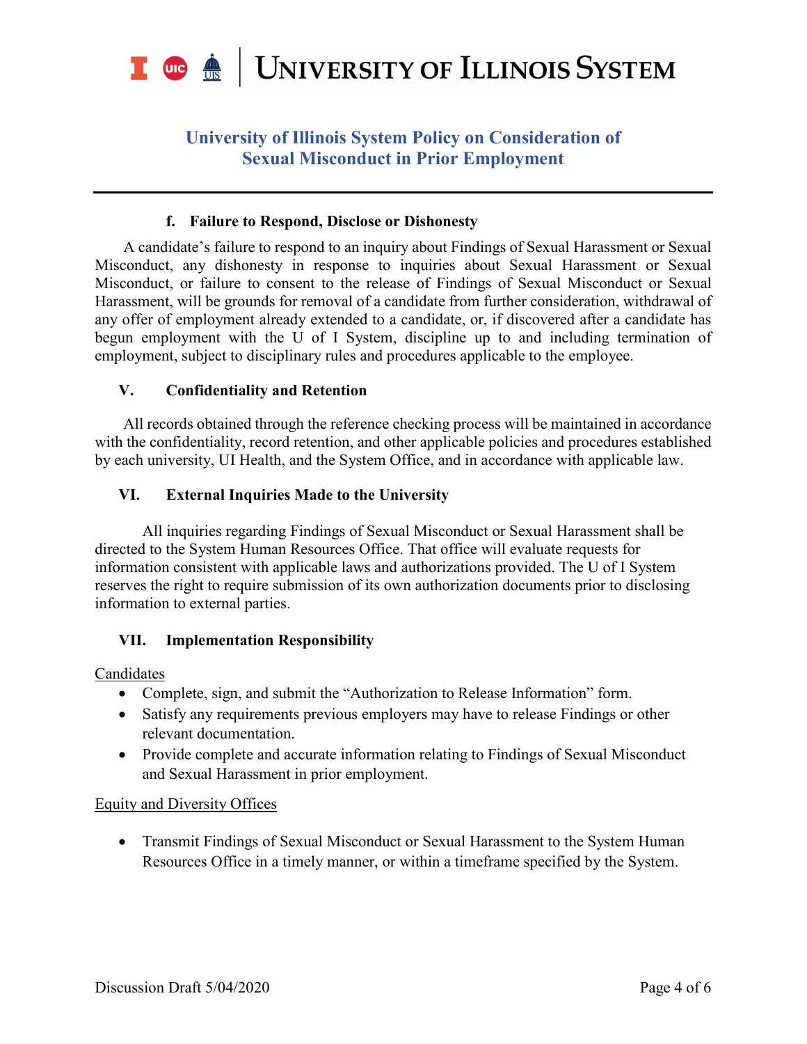#### f. Failure to Respond, Disclose or Dishonesty

A candidate's failure to respond to an inquiry about Findings of Sexual Harassment or Sexual Misconduct, any dishonesty in response to inquiries about Sexual Harassment or Sexual Misconduct, or failure to consent to the release of Findings of Sexual Misconduct or Sexual Harassment, will be grounds for removal of a candidate from further consideration, withdrawal of any offer of employment already extended to a candidate, or, if discovered after a candidate has begun employment with the U of I System, discipline up to and including termination of employment, subject to disciplinary rules and procedures applicable to the employee.

## V. Confidentiality and Retention

All records obtained through the reference checking process will be maintained in accordance with the confidentiality, record retention, and other applicable policies and procedures established by each university, UI Health, and the System Office, and in accordance with applicable law.

## VI. External Inquiries Made to the University

All inquiries regarding Findings of Sexual Misconduct or Sexual Harassment shall be directed to the System Human Resources Office. That office will evaluate requests for information consistent with applicable laws and authorizations provided. The U of I System reserves the right to require submission of its own authorization documents prior to disclosing information to external parties.

## VII. Implementation Responsibility

<u>Candidates</u>

- Complete, sign, and submit the "Authorization to Release Information" form.
- Satisfy any requirements previous employers may have to release Findings or other relevant documentation.
- Provide complete and accurate information relating to Findings of Sexual Misconduct and Sexual Harassment in prior employment.

<u>Equity and Diversity Offices</u>

- Transmit Findings of Sexual Misconduct or Sexual Harassment to the System Human Resources Office in a timely manner, or within a timeframe specified by the System.

Discussion Draft 5/04/2020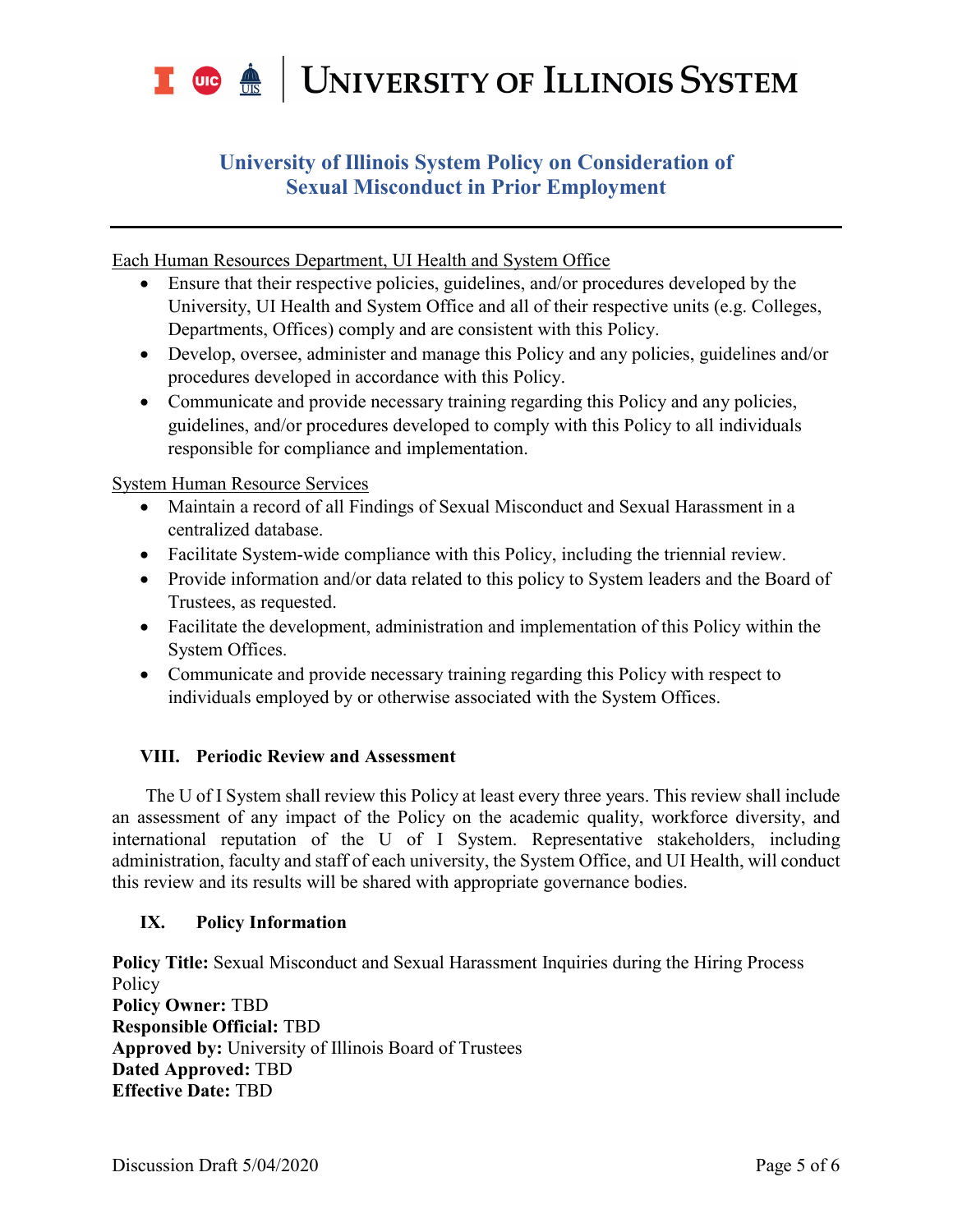Each Human Resources Department, UI Health and System Office

- Ensure that their respective policies, guidelines, and/or procedures developed by the University, UI Health and System Office and all of their respective units (e.g. Colleges, Departments, Offices) comply and are consistent with this Policy.
- Develop, oversee, administer and manage this Policy and any policies, guidelines and/or procedures developed in accordance with this Policy.
- Communicate and provide necessary training regarding this Policy and any policies, guidelines, and/or procedures developed to comply with this Policy to all individuals responsible for compliance and implementation.

System Human Resource Services

- Maintain a record of all Findings of Sexual Misconduct and Sexual Harassment in a centralized database.
- Facilitate System-wide compliance with this Policy, including the triennial review.
- Provide information and/or data related to this policy to System leaders and the Board of Trustees, as requested.
- Facilitate the development, administration and implementation of this Policy within the System Offices.
- Communicate and provide necessary training regarding this Policy with respect to individuals employed by or otherwise associated with the System Offices.

## VIII. Periodic Review and Assessment

The U of I System shall review this Policy at least every three years. This review shall include an assessment of any impact of the Policy on the academic quality, workforce diversity, and international reputation of the U of I System. Representative stakeholders, including administration, faculty and staff of each university, the System Office, and UI Health, will conduct this review and its results will be shared with appropriate governance bodies.

## IX. Policy Information

**Policy Title:** Sexual Misconduct and Sexual Harassment Inquiries during the Hiring Process Policy
**Policy Owner:** TBD
**Responsible Official:** TBD
**Approved by:** University of Illinois Board of Trustees
**Dated Approved:** TBD
**Effective Date:** TBD

Discussion Draft 5/04/2020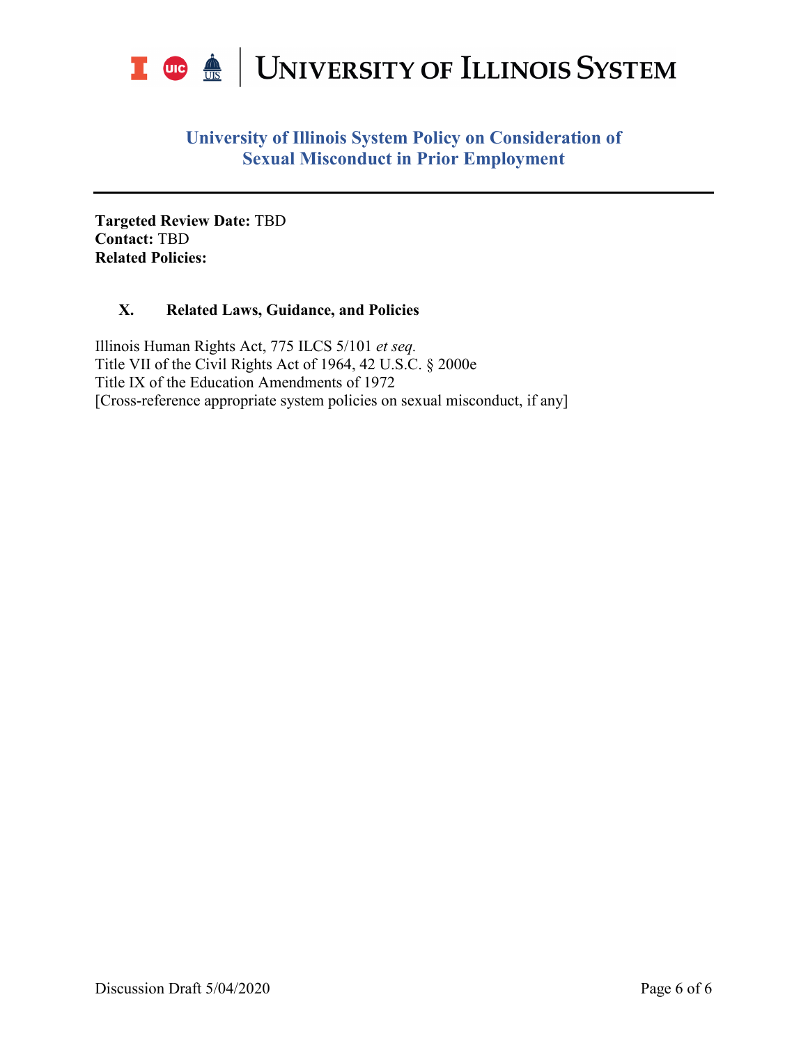# University of Illinois System Policy on Consideration of Sexual Misconduct in Prior Employment

---

**Targeted Review Date:** TBD
**Contact:** TBD
**Related Policies:**

## X. Related Laws, Guidance, and Policies

Illinois Human Rights Act, 775 ILCS 5/101 *et seq.*
Title VII of the Civil Rights Act of 1964, 42 U.S.C. § 2000e
Title IX of the Education Amendments of 1972
[Cross-reference appropriate system policies on sexual misconduct, if any]